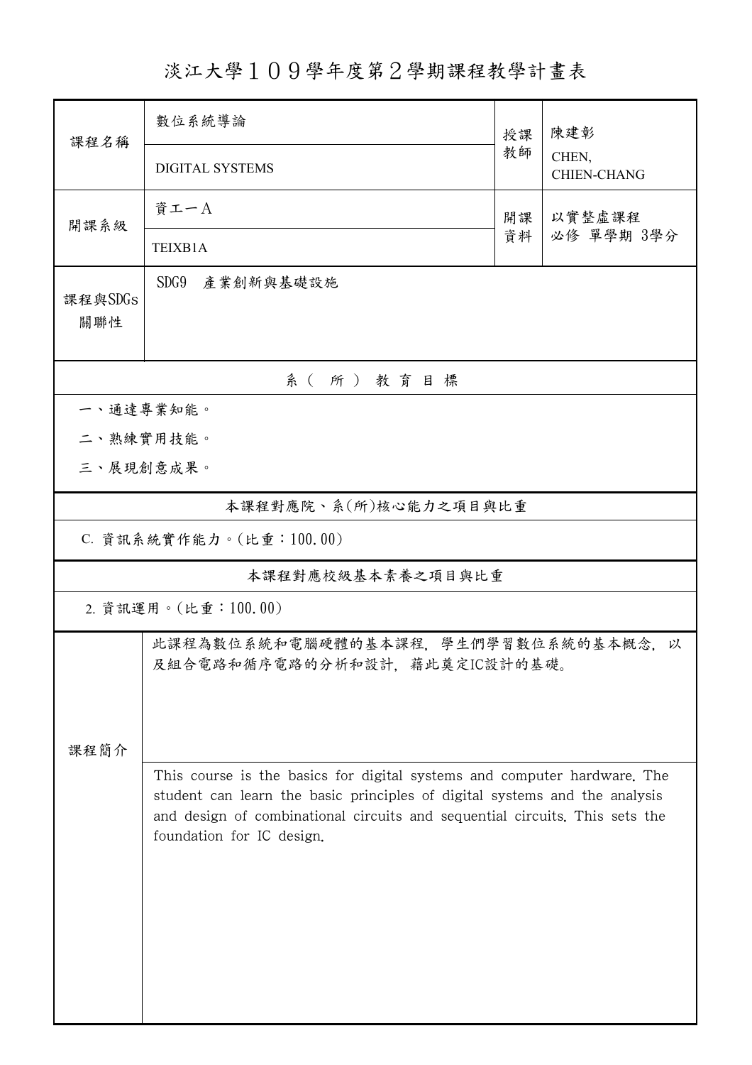# 淡江大學１０９學年度第２學期課程教學計畫表

| | | | |
|---|---|---|---|
| 課程名稱 | 數位系統導論<br>DIGITAL SYSTEMS | 授課教師 | 陳建彰<br>CHEN, CHIEN-CHANG |
| 開課系級 | 資工一A<br>TEIXB1A | 開課資料 | 以實整虛課程<br>必修 單學期 3學分 |
| 課程與SDGs關聯性 | SDG9 產業創新與基礎設施 | | |

## 系（所）教育目標

一、通達專業知能。

二、熟練實用技能。

三、展現創意成果。

## 本課程對應院、系(所)核心能力之項目與比重

C. 資訊系統實作能力。(比重：100.00)

## 本課程對應校級基本素養之項目與比重

2. 資訊運用。(比重：100.00)

## 課程簡介

此課程為數位系統和電腦硬體的基本課程，學生們學習數位系統的基本概念，以及組合電路和循序電路的分析和設計，藉此奠定IC設計的基礎。

This course is the basics for digital systems and computer hardware. The student can learn the basic principles of digital systems and the analysis and design of combinational circuits and sequential circuits. This sets the foundation for IC design.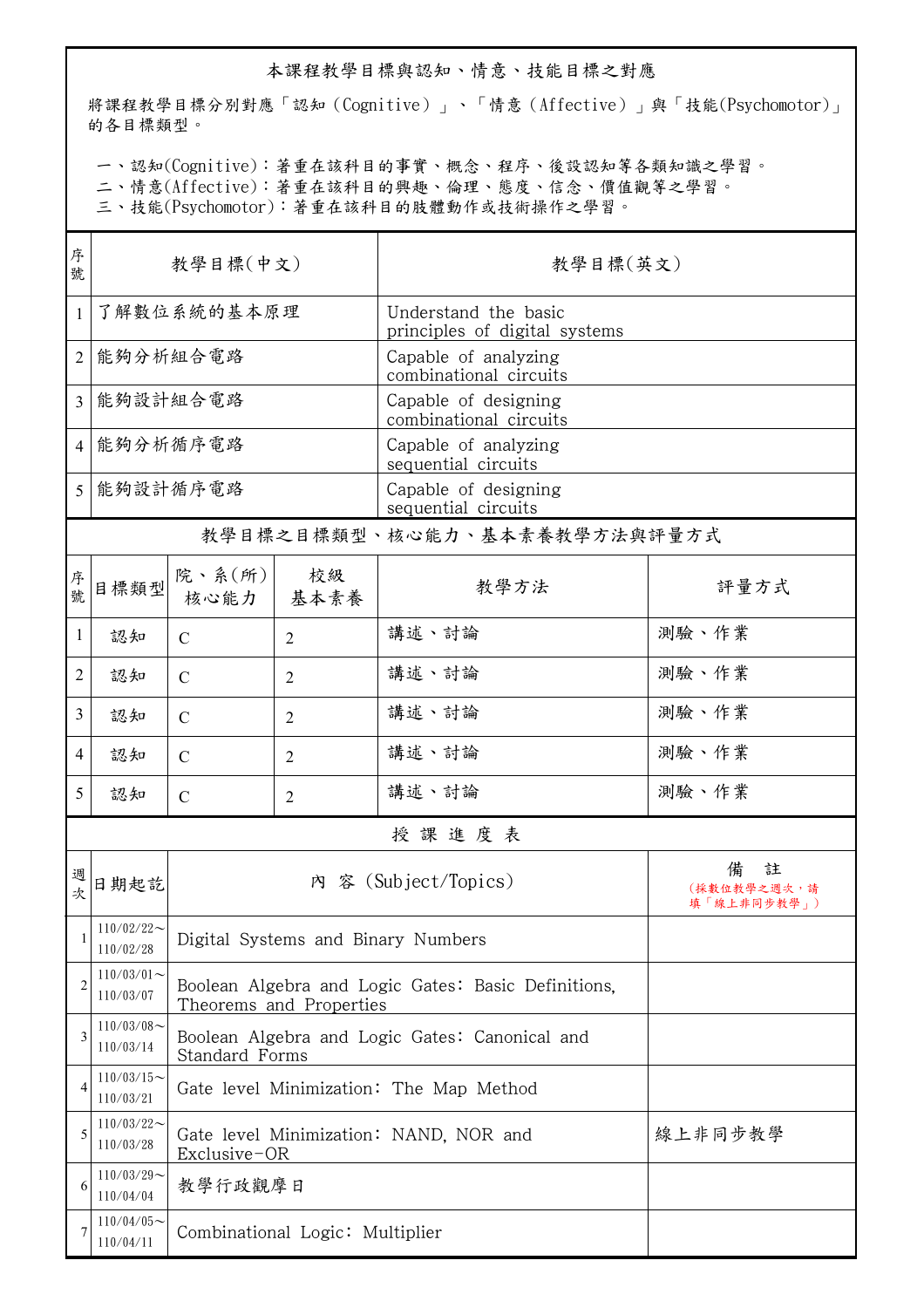## 本課程教學目標與認知、情意、技能目標之對應

將課程教學目標分別對應「認知（Cognitive）」、「情意（Affective）」與「技能(Psychomotor)」的各目標類型。

一、認知(Cognitive)：著重在該科目的事實、概念、程序、後設認知等各類知識之學習。
二、情意(Affective)：著重在該科目的興趣、倫理、態度、信念、價值觀等之學習。
三、技能(Psychomotor)：著重在該科目的肢體動作或技術操作之學習。

| 序號 | 教學目標(中文) | 教學目標(英文) |
|---|---|---|
| 1 | 了解數位系統的基本原理 | Understand the basic principles of digital systems |
| 2 | 能夠分析組合電路 | Capable of analyzing combinational circuits |
| 3 | 能夠設計組合電路 | Capable of designing combinational circuits |
| 4 | 能夠分析循序電路 | Capable of analyzing sequential circuits |
| 5 | 能夠設計循序電路 | Capable of designing sequential circuits |

## 教學目標之目標類型、核心能力、基本素養教學方法與評量方式

| 序號 | 目標類型 | 院、系(所)核心能力 | 校級基本素養 | 教學方法 | 評量方式 |
|---|---|---|---|---|---|
| 1 | 認知 | C | 2 | 講述、討論 | 測驗、作業 |
| 2 | 認知 | C | 2 | 講述、討論 | 測驗、作業 |
| 3 | 認知 | C | 2 | 講述、討論 | 測驗、作業 |
| 4 | 認知 | C | 2 | 講述、討論 | 測驗、作業 |
| 5 | 認知 | C | 2 | 講述、討論 | 測驗、作業 |

## 授課進度表

| 週次 | 日期起訖 | 內 容 (Subject/Topics) | 備 註 (採數位教學之週次，請填「線上非同步教學」) |
|---|---|---|---|
| 1 | 110/02/22～110/02/28 | Digital Systems and Binary Numbers | |
| 2 | 110/03/01～110/03/07 | Boolean Algebra and Logic Gates: Basic Definitions, Theorems and Properties | |
| 3 | 110/03/08～110/03/14 | Boolean Algebra and Logic Gates: Canonical and Standard Forms | |
| 4 | 110/03/15～110/03/21 | Gate level Minimization: The Map Method | |
| 5 | 110/03/22～110/03/28 | Gate level Minimization: NAND, NOR and Exclusive-OR | 線上非同步教學 |
| 6 | 110/03/29～110/04/04 | 教學行政觀摩日 | |
| 7 | 110/04/05～110/04/11 | Combinational Logic: Multiplier | |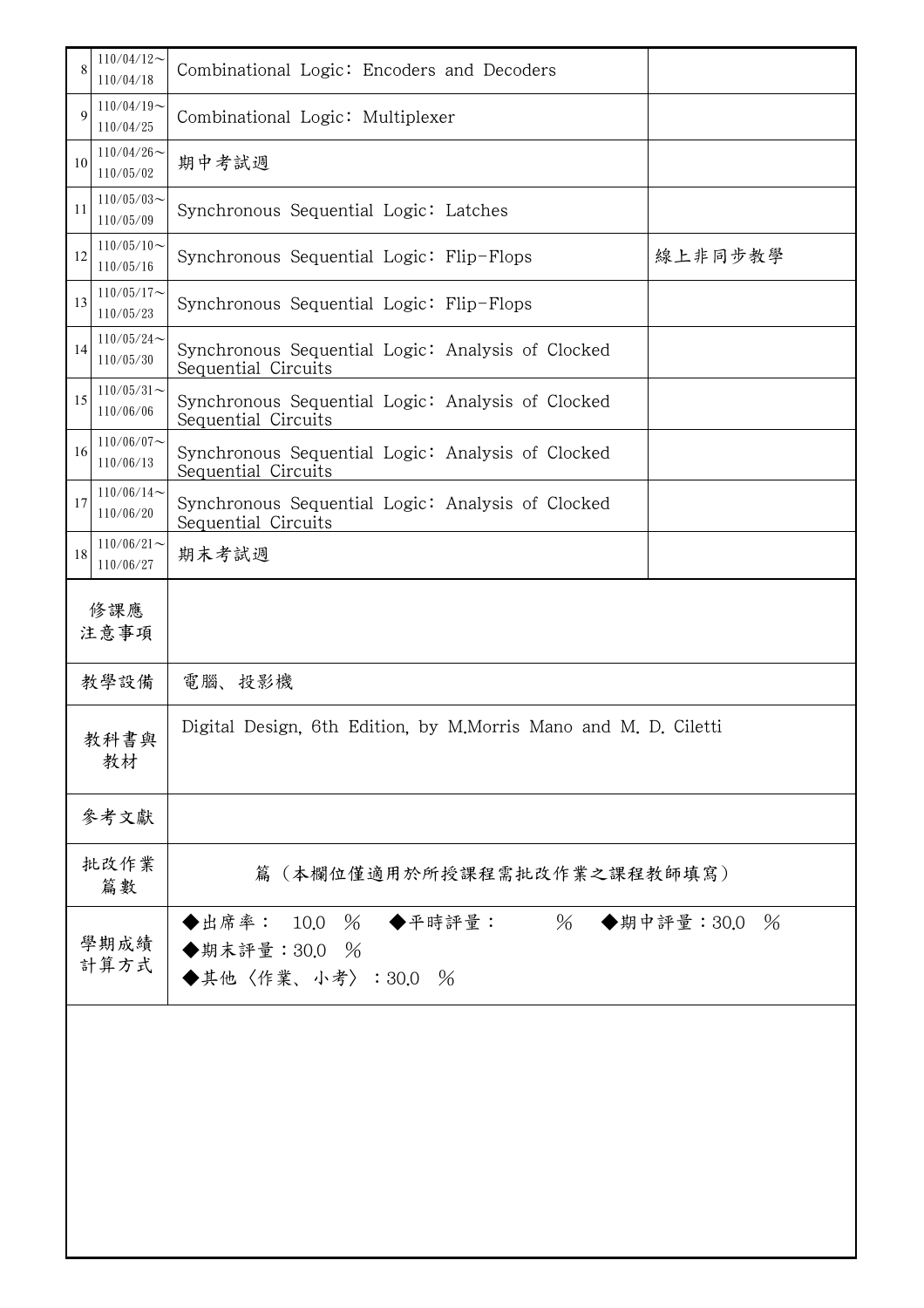| | | | |
|---|---|---|---|
| 8 | 110/04/12～<br>110/04/18 | Combinational Logic: Encoders and Decoders | |
| 9 | 110/04/19～<br>110/04/25 | Combinational Logic: Multiplexer | |
| 10 | 110/04/26～<br>110/05/02 | 期中考試週 | |
| 11 | 110/05/03～<br>110/05/09 | Synchronous Sequential Logic: Latches | |
| 12 | 110/05/10～<br>110/05/16 | Synchronous Sequential Logic: Flip-Flops | 線上非同步教學 |
| 13 | 110/05/17～<br>110/05/23 | Synchronous Sequential Logic: Flip-Flops | |
| 14 | 110/05/24～<br>110/05/30 | Synchronous Sequential Logic: Analysis of Clocked Sequential Circuits | |
| 15 | 110/05/31～<br>110/06/06 | Synchronous Sequential Logic: Analysis of Clocked Sequential Circuits | |
| 16 | 110/06/07～<br>110/06/13 | Synchronous Sequential Logic: Analysis of Clocked Sequential Circuits | |
| 17 | 110/06/14～<br>110/06/20 | Synchronous Sequential Logic: Analysis of Clocked Sequential Circuits | |
| 18 | 110/06/21～<br>110/06/27 | 期末考試週 | |

| | |
|---|---|
| 修課應注意事項 | |
| 教學設備 | 電腦、投影機 |
| 教科書與教材 | Digital Design, 6th Edition, by M.Morris Mano and M. D. Ciletti |
| 參考文獻 | |
| 批改作業篇數 | 篇（本欄位僅適用於所授課程需批改作業之課程教師填寫） |
| 學期成績計算方式 | ◆出席率： 10.0 ％ ◆平時評量： ％ ◆期中評量：30.0 ％<br>◆期末評量：30.0 ％<br>◆其他〈作業、小考〉：30.0 ％ |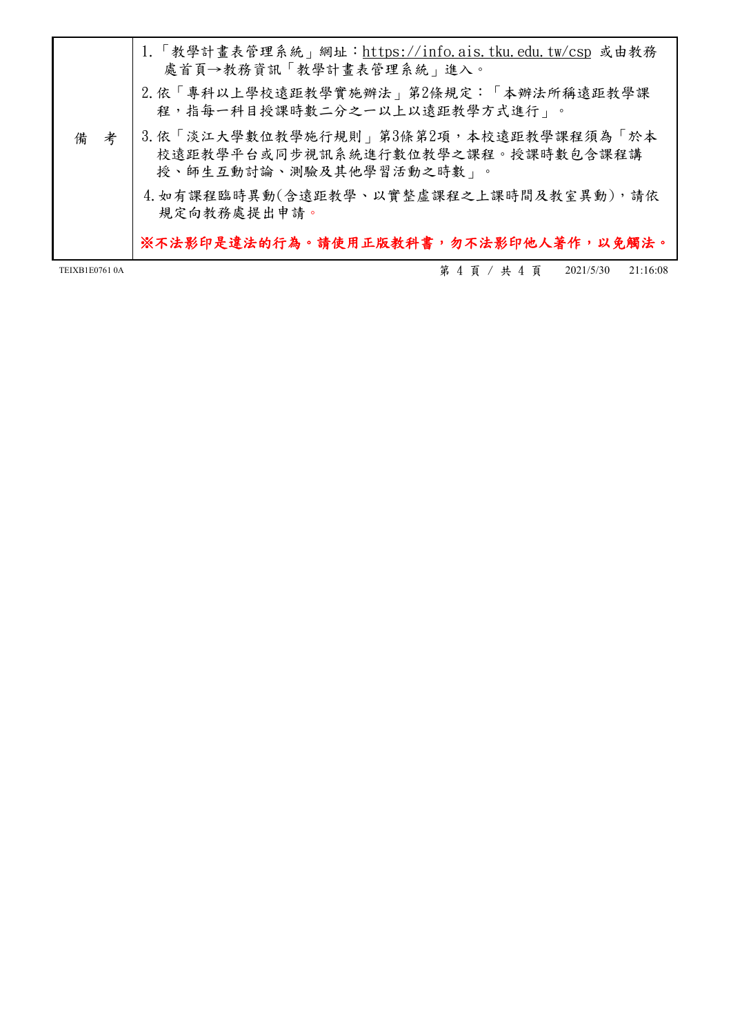| | |
|---|---|
| 備　考 | 1.「教學計畫表管理系統」網址：https://info.ais.tku.edu.tw/csp 或由教務處首頁→教務資訊「教學計畫表管理系統」進入。<br>2.依「專科以上學校遠距教學實施辦法」第2條規定：「本辦法所稱遠距教學課程，指每一科目授課時數二分之一以上以遠距教學方式進行」。<br>3.依「淡江大學數位教學施行規則」第3條第2項，本校遠距教學課程須為「於本校遠距教學平台或同步視訊系統進行數位教學之課程。授課時數包含課程講授、師生互動討論、測驗及其他學習活動之時數」。<br>4.如有課程臨時異動(含遠距教學、以實整虛課程之上課時間及教室異動)，請依規定向教務處提出申請。<br>**※不法影印是違法的行為。請使用正版教科書，勿不法影印他人著作，以免觸法。** |

TEIXB1E0761 0A　　2021/5/30　21:16:08